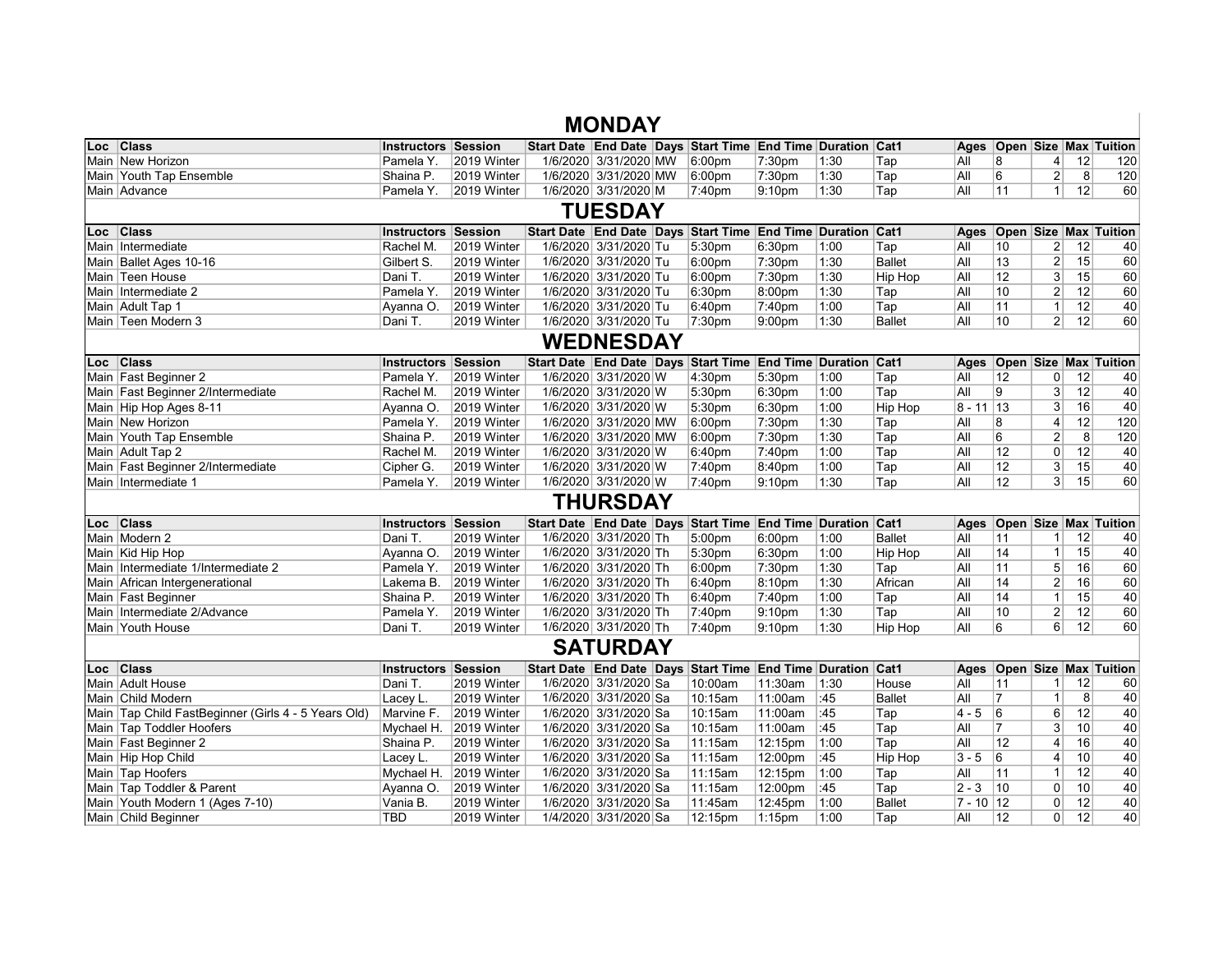# MONDAY

| Loc | Class | Instructors | Session | Start Date | End Date | Days | Start Time | End Time | Duration | Cat1 | Ages | Open | Size | Max | Tuition |
|---|---|---|---|---|---|---|---|---|---|---|---|---|---|---|---|
| Main | New Horizon | Pamela Y. | 2019 Winter | 1/6/2020 | 3/31/2020 | MW | 6:00pm | 7:30pm | 1:30 | Tap | All | 8 | 4 | 12 | 120 |
| Main | Youth Tap Ensemble | Shaina P. | 2019 Winter | 1/6/2020 | 3/31/2020 | MW | 6:00pm | 7:30pm | 1:30 | Tap | All | 6 | 2 | 8 | 120 |
| Main | Advance | Pamela Y. | 2019 Winter | 1/6/2020 | 3/31/2020 | M | 7:40pm | 9:10pm | 1:30 | Tap | All | 11 | 1 | 12 | 60 |

# TUESDAY

| Loc | Class | Instructors | Session | Start Date | End Date | Days | Start Time | End Time | Duration | Cat1 | Ages | Open | Size | Max | Tuition |
|---|---|---|---|---|---|---|---|---|---|---|---|---|---|---|---|
| Main | Intermediate | Rachel M. | 2019 Winter | 1/6/2020 | 3/31/2020 | Tu | 5:30pm | 6:30pm | 1:00 | Tap | All | 10 | 2 | 12 | 40 |
| Main | Ballet Ages 10-16 | Gilbert S. | 2019 Winter | 1/6/2020 | 3/31/2020 | Tu | 6:00pm | 7:30pm | 1:30 | Ballet | All | 13 | 2 | 15 | 60 |
| Main | Teen House | Dani T. | 2019 Winter | 1/6/2020 | 3/31/2020 | Tu | 6:00pm | 7:30pm | 1:30 | Hip Hop | All | 12 | 3 | 15 | 60 |
| Main | Intermediate 2 | Pamela Y. | 2019 Winter | 1/6/2020 | 3/31/2020 | Tu | 6:30pm | 8:00pm | 1:30 | Tap | All | 10 | 2 | 12 | 60 |
| Main | Adult Tap 1 | Ayanna O. | 2019 Winter | 1/6/2020 | 3/31/2020 | Tu | 6:40pm | 7:40pm | 1:00 | Tap | All | 11 | 1 | 12 | 40 |
| Main | Teen Modern 3 | Dani T. | 2019 Winter | 1/6/2020 | 3/31/2020 | Tu | 7:30pm | 9:00pm | 1:30 | Ballet | All | 10 | 2 | 12 | 60 |

# WEDNESDAY

| Loc | Class | Instructors | Session | Start Date | End Date | Days | Start Time | End Time | Duration | Cat1 | Ages | Open | Size | Max | Tuition |
|---|---|---|---|---|---|---|---|---|---|---|---|---|---|---|---|
| Main | Fast Beginner 2 | Pamela Y. | 2019 Winter | 1/6/2020 | 3/31/2020 | W | 4:30pm | 5:30pm | 1:00 | Tap | All | 12 | 0 | 12 | 40 |
| Main | Fast Beginner 2/Intermediate | Rachel M. | 2019 Winter | 1/6/2020 | 3/31/2020 | W | 5:30pm | 6:30pm | 1:00 | Tap | All | 9 | 3 | 12 | 40 |
| Main | Hip Hop Ages 8-11 | Ayanna O. | 2019 Winter | 1/6/2020 | 3/31/2020 | W | 5:30pm | 6:30pm | 1:00 | Hip Hop | 8 - 11 | 13 | 3 | 16 | 40 |
| Main | New Horizon | Pamela Y. | 2019 Winter | 1/6/2020 | 3/31/2020 | MW | 6:00pm | 7:30pm | 1:30 | Tap | All | 8 | 4 | 12 | 120 |
| Main | Youth Tap Ensemble | Shaina P. | 2019 Winter | 1/6/2020 | 3/31/2020 | MW | 6:00pm | 7:30pm | 1:30 | Tap | All | 6 | 2 | 8 | 120 |
| Main | Adult Tap 2 | Rachel M. | 2019 Winter | 1/6/2020 | 3/31/2020 | W | 6:40pm | 7:40pm | 1:00 | Tap | All | 12 | 0 | 12 | 40 |
| Main | Fast Beginner 2/Intermediate | Cipher G. | 2019 Winter | 1/6/2020 | 3/31/2020 | W | 7:40pm | 8:40pm | 1:00 | Tap | All | 12 | 3 | 15 | 40 |
| Main | Intermediate 1 | Pamela Y. | 2019 Winter | 1/6/2020 | 3/31/2020 | W | 7:40pm | 9:10pm | 1:30 | Tap | All | 12 | 3 | 15 | 60 |

# THURSDAY

| Loc | Class | Instructors | Session | Start Date | End Date | Days | Start Time | End Time | Duration | Cat1 | Ages | Open | Size | Max | Tuition |
|---|---|---|---|---|---|---|---|---|---|---|---|---|---|---|---|
| Main | Modern 2 | Dani T. | 2019 Winter | 1/6/2020 | 3/31/2020 | Th | 5:00pm | 6:00pm | 1:00 | Ballet | All | 11 | 1 | 12 | 40 |
| Main | Kid Hip Hop | Ayanna O. | 2019 Winter | 1/6/2020 | 3/31/2020 | Th | 5:30pm | 6:30pm | 1:00 | Hip Hop | All | 14 | 1 | 15 | 40 |
| Main | Intermediate 1/Intermediate 2 | Pamela Y. | 2019 Winter | 1/6/2020 | 3/31/2020 | Th | 6:00pm | 7:30pm | 1:30 | Tap | All | 11 | 5 | 16 | 60 |
| Main | African Intergenerational | Lakema B. | 2019 Winter | 1/6/2020 | 3/31/2020 | Th | 6:40pm | 8:10pm | 1:30 | African | All | 14 | 2 | 16 | 60 |
| Main | Fast Beginner | Shaina P. | 2019 Winter | 1/6/2020 | 3/31/2020 | Th | 6:40pm | 7:40pm | 1:00 | Tap | All | 14 | 1 | 15 | 40 |
| Main | Intermediate 2/Advance | Pamela Y. | 2019 Winter | 1/6/2020 | 3/31/2020 | Th | 7:40pm | 9:10pm | 1:30 | Tap | All | 10 | 2 | 12 | 60 |
| Main | Youth House | Dani T. | 2019 Winter | 1/6/2020 | 3/31/2020 | Th | 7:40pm | 9:10pm | 1:30 | Hip Hop | All | 6 | 6 | 12 | 60 |

# SATURDAY

| Loc | Class | Instructors | Session | Start Date | End Date | Days | Start Time | End Time | Duration | Cat1 | Ages | Open | Size | Max | Tuition |
|---|---|---|---|---|---|---|---|---|---|---|---|---|---|---|---|
| Main | Adult House | Dani T. | 2019 Winter | 1/6/2020 | 3/31/2020 | Sa | 10:00am | 11:30am | 1:30 | House | All | 11 | 1 | 12 | 60 |
| Main | Child Modern | Lacey L. | 2019 Winter | 1/6/2020 | 3/31/2020 | Sa | 10:15am | 11:00am | :45 | Ballet | All | 7 | 1 | 8 | 40 |
| Main | Tap Child FastBeginner (Girls 4 - 5 Years Old) | Marvine F. | 2019 Winter | 1/6/2020 | 3/31/2020 | Sa | 10:15am | 11:00am | :45 | Tap | 4 - 5 | 6 | 6 | 12 | 40 |
| Main | Tap Toddler Hoofers | Mychael H. | 2019 Winter | 1/6/2020 | 3/31/2020 | Sa | 10:15am | 11:00am | :45 | Tap | All | 7 | 3 | 10 | 40 |
| Main | Fast Beginner 2 | Shaina P. | 2019 Winter | 1/6/2020 | 3/31/2020 | Sa | 11:15am | 12:15pm | 1:00 | Tap | All | 12 | 4 | 16 | 40 |
| Main | Hip Hop Child | Lacey L. | 2019 Winter | 1/6/2020 | 3/31/2020 | Sa | 11:15am | 12:00pm | :45 | Hip Hop | 3 - 5 | 6 | 4 | 10 | 40 |
| Main | Tap Hoofers | Mychael H. | 2019 Winter | 1/6/2020 | 3/31/2020 | Sa | 11:15am | 12:15pm | 1:00 | Tap | All | 11 | 1 | 12 | 40 |
| Main | Tap Toddler & Parent | Ayanna O. | 2019 Winter | 1/6/2020 | 3/31/2020 | Sa | 11:15am | 12:00pm | :45 | Tap | 2 - 3 | 10 | 0 | 10 | 40 |
| Main | Youth Modern 1 (Ages 7-10) | Vania B. | 2019 Winter | 1/6/2020 | 3/31/2020 | Sa | 11:45am | 12:45pm | 1:00 | Ballet | 7 - 10 | 12 | 0 | 12 | 40 |
| Main | Child Beginner | TBD | 2019 Winter | 1/4/2020 | 3/31/2020 | Sa | 12:15pm | 1:15pm | 1:00 | Tap | All | 12 | 0 | 12 | 40 |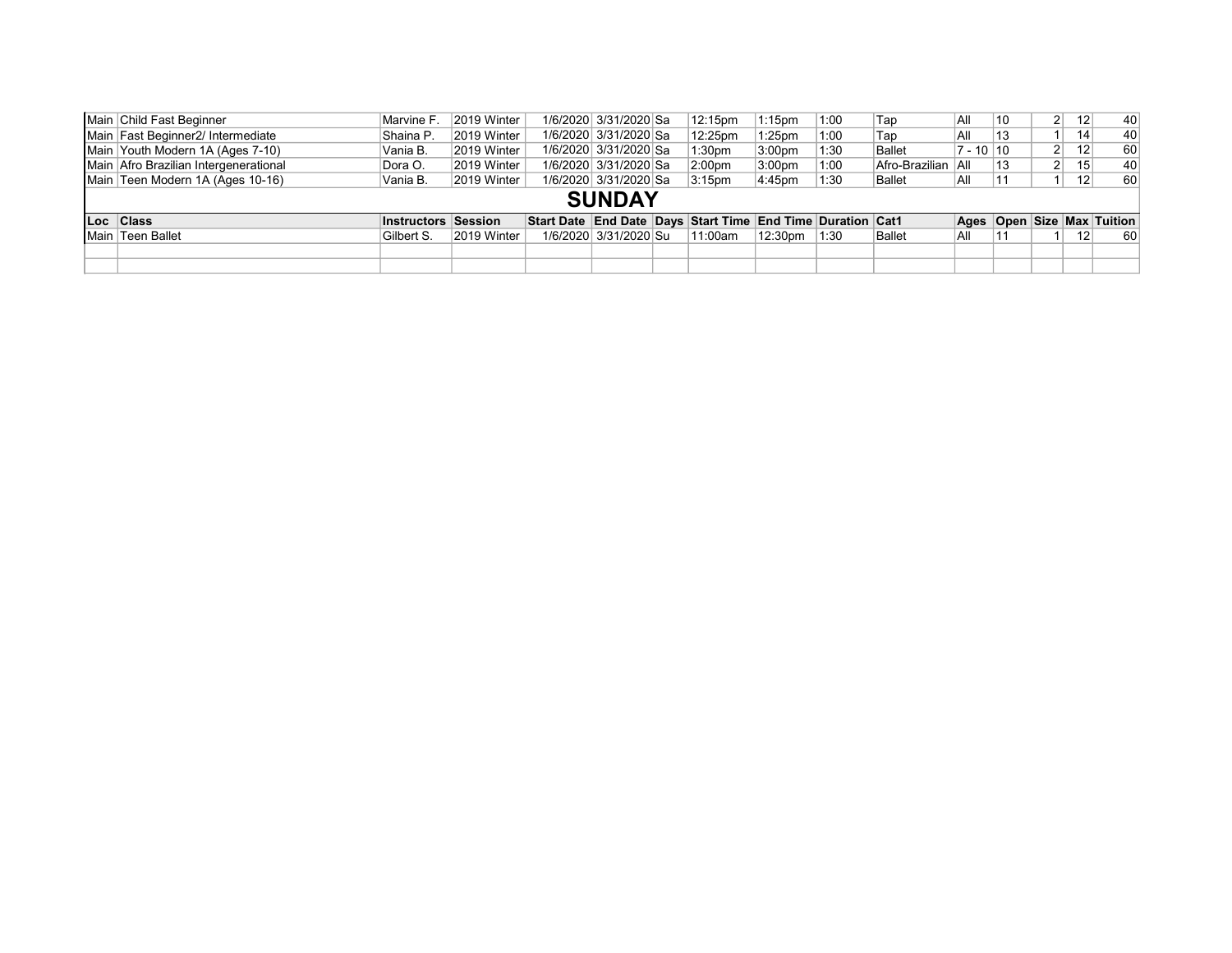| | | | | | | | | | | | | | | | |
|---|---|---|---|---|---|---|---|---|---|---|---|---|---|---|---|
| Main | Child Fast Beginner | Marvine F. | 2019 Winter | 1/6/2020 | 3/31/2020 | Sa | 12:15pm | 1:15pm | 1:00 | Tap | All | 10 | 2 | 12 | 40 |
| Main | Fast Beginner2/ Intermediate | Shaina P. | 2019 Winter | 1/6/2020 | 3/31/2020 | Sa | 12:25pm | 1:25pm | 1:00 | Tap | All | 13 | 1 | 14 | 40 |
| Main | Youth Modern 1A (Ages 7-10) | Vania B. | 2019 Winter | 1/6/2020 | 3/31/2020 | Sa | 1:30pm | 3:00pm | 1:30 | Ballet | 7 - 10 | 10 | 2 | 12 | 60 |
| Main | Afro Brazilian Intergenerational | Dora O. | 2019 Winter | 1/6/2020 | 3/31/2020 | Sa | 2:00pm | 3:00pm | 1:00 | Afro-Brazilian | All | 13 | 2 | 15 | 40 |
| Main | Teen Modern 1A (Ages 10-16) | Vania B. | 2019 Winter | 1/6/2020 | 3/31/2020 | Sa | 3:15pm | 4:45pm | 1:30 | Ballet | All | 11 | 1 | 12 | 60 |

## SUNDAY

| Loc | Class | Instructors | Session | Start Date | End Date | Days | Start Time | End Time | Duration | Cat1 | Ages | Open | Size | Max | Tuition |
|---|---|---|---|---|---|---|---|---|---|---|---|---|---|---|---|
| Main | Teen Ballet | Gilbert S. | 2019 Winter | 1/6/2020 | 3/31/2020 | Su | 11:00am | 12:30pm | 1:30 | Ballet | All | 11 | 1 | 12 | 60 |
| | | | | | | | | | | | | | | | |
| | | | | | | | | | | | | | | | |